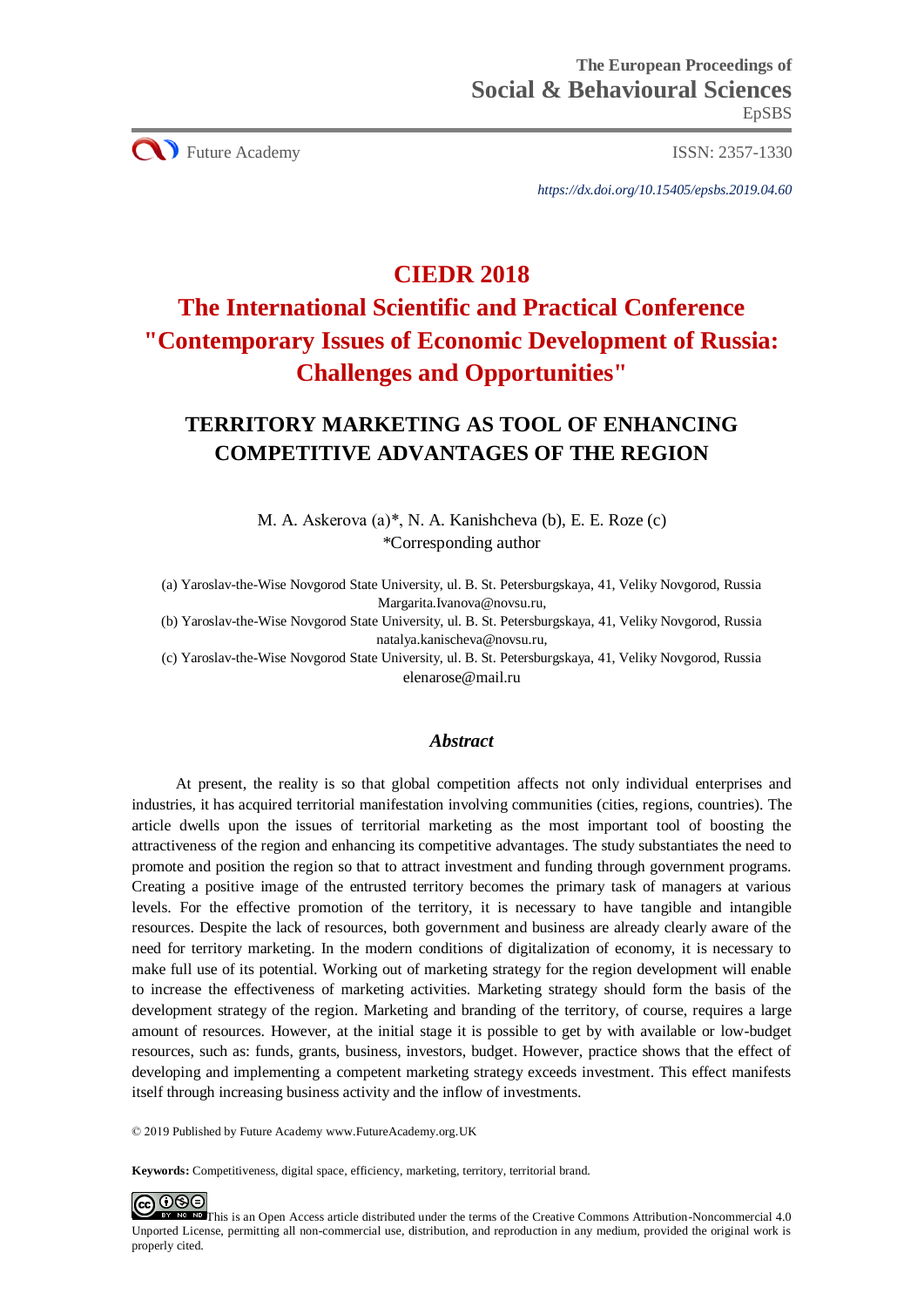The European Proceedings of
Social & Behavioural Sciences
EpSBS

Future Academy

ISSN: 2357-1330

*https://dx.doi.org/10.15405/epsbs.2019.04.60*

# CIEDR 2018
# The International Scientific and Practical Conference "Contemporary Issues of Economic Development of Russia: Challenges and Opportunities"

## TERRITORY MARKETING AS TOOL OF ENHANCING COMPETITIVE ADVANTAGES OF THE REGION

M. A. Askerova (a)*, N. A. Kanishcheva (b), E. E. Roze (c)
*Corresponding author

(a) Yaroslav-the-Wise Novgorod State University, ul. B. St. Petersburgskaya, 41, Veliky Novgorod, Russia Margarita.Ivanova@novsu.ru,
(b) Yaroslav-the-Wise Novgorod State University, ul. B. St. Petersburgskaya, 41, Veliky Novgorod, Russia natalya.kanischeva@novsu.ru,
(c) Yaroslav-the-Wise Novgorod State University, ul. B. St. Petersburgskaya, 41, Veliky Novgorod, Russia elenarose@mail.ru

### *Abstract*

At present, the reality is so that global competition affects not only individual enterprises and industries, it has acquired territorial manifestation involving communities (cities, regions, countries). The article dwells upon the issues of territorial marketing as the most important tool of boosting the attractiveness of the region and enhancing its competitive advantages. The study substantiates the need to promote and position the region so that to attract investment and funding through government programs. Creating a positive image of the entrusted territory becomes the primary task of managers at various levels. For the effective promotion of the territory, it is necessary to have tangible and intangible resources. Despite the lack of resources, both government and business are already clearly aware of the need for territory marketing. In the modern conditions of digitalization of economy, it is necessary to make full use of its potential. Working out of marketing strategy for the region development will enable to increase the effectiveness of marketing activities. Marketing strategy should form the basis of the development strategy of the region. Marketing and branding of the territory, of course, requires a large amount of resources. However, at the initial stage it is possible to get by with available or low-budget resources, such as: funds, grants, business, investors, budget. However, practice shows that the effect of developing and implementing a competent marketing strategy exceeds investment. This effect manifests itself through increasing business activity and the inflow of investments.

© 2019 Published by Future Academy www.FutureAcademy.org.UK

**Keywords:** Competitiveness, digital space, efficiency, marketing, territory, territorial brand.

This is an Open Access article distributed under the terms of the Creative Commons Attribution-Noncommercial 4.0 Unported License, permitting all non-commercial use, distribution, and reproduction in any medium, provided the original work is properly cited.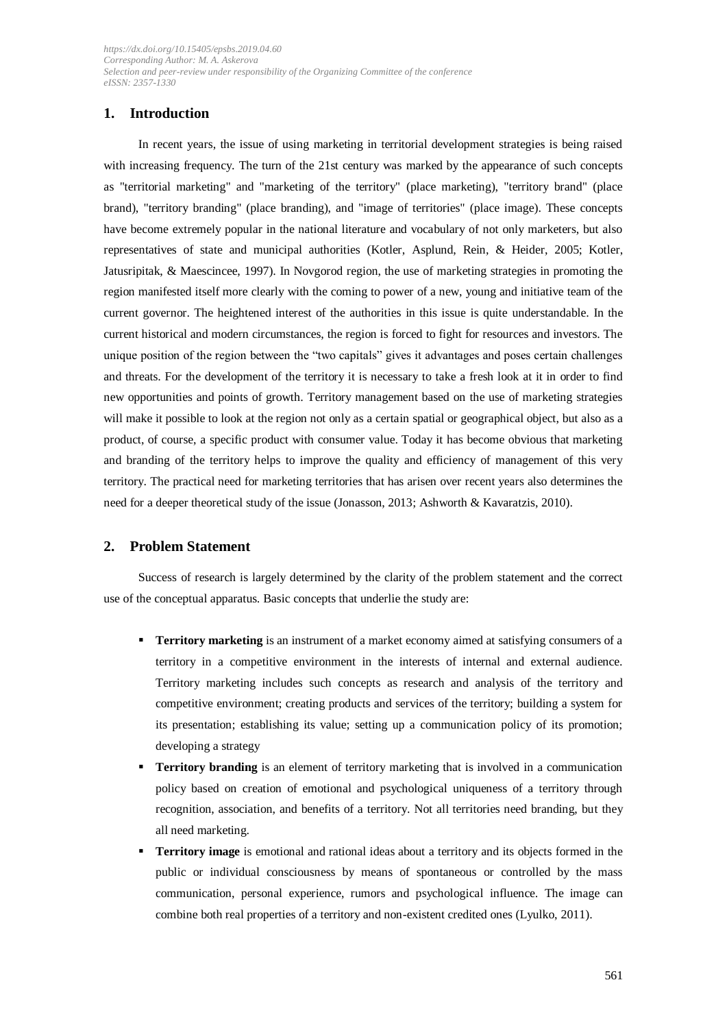## 1. Introduction

In recent years, the issue of using marketing in territorial development strategies is being raised with increasing frequency. The turn of the 21st century was marked by the appearance of such concepts as "territorial marketing" and "marketing of the territory" (place marketing), "territory brand" (place brand), "territory branding" (place branding), and "image of territories" (place image). These concepts have become extremely popular in the national literature and vocabulary of not only marketers, but also representatives of state and municipal authorities (Kotler, Asplund, Rein, & Heider, 2005; Kotler, Jatusripitak, & Maescincee, 1997). In Novgorod region, the use of marketing strategies in promoting the region manifested itself more clearly with the coming to power of a new, young and initiative team of the current governor. The heightened interest of the authorities in this issue is quite understandable. In the current historical and modern circumstances, the region is forced to fight for resources and investors. The unique position of the region between the "two capitals" gives it advantages and poses certain challenges and threats. For the development of the territory it is necessary to take a fresh look at it in order to find new opportunities and points of growth. Territory management based on the use of marketing strategies will make it possible to look at the region not only as a certain spatial or geographical object, but also as a product, of course, a specific product with consumer value. Today it has become obvious that marketing and branding of the territory helps to improve the quality and efficiency of management of this very territory. The practical need for marketing territories that has arisen over recent years also determines the need for a deeper theoretical study of the issue (Jonasson, 2013; Ashworth & Kavaratzis, 2010).

## 2. Problem Statement

Success of research is largely determined by the clarity of the problem statement and the correct use of the conceptual apparatus. Basic concepts that underlie the study are:

- **Territory marketing** is an instrument of a market economy aimed at satisfying consumers of a territory in a competitive environment in the interests of internal and external audience. Territory marketing includes such concepts as research and analysis of the territory and competitive environment; creating products and services of the territory; building a system for its presentation; establishing its value; setting up a communication policy of its promotion; developing a strategy
- **Territory branding** is an element of territory marketing that is involved in a communication policy based on creation of emotional and psychological uniqueness of a territory through recognition, association, and benefits of a territory. Not all territories need branding, but they all need marketing.
- **Territory image** is emotional and rational ideas about a territory and its objects formed in the public or individual consciousness by means of spontaneous or controlled by the mass communication, personal experience, rumors and psychological influence. The image can combine both real properties of a territory and non-existent credited ones (Lyulko, 2011).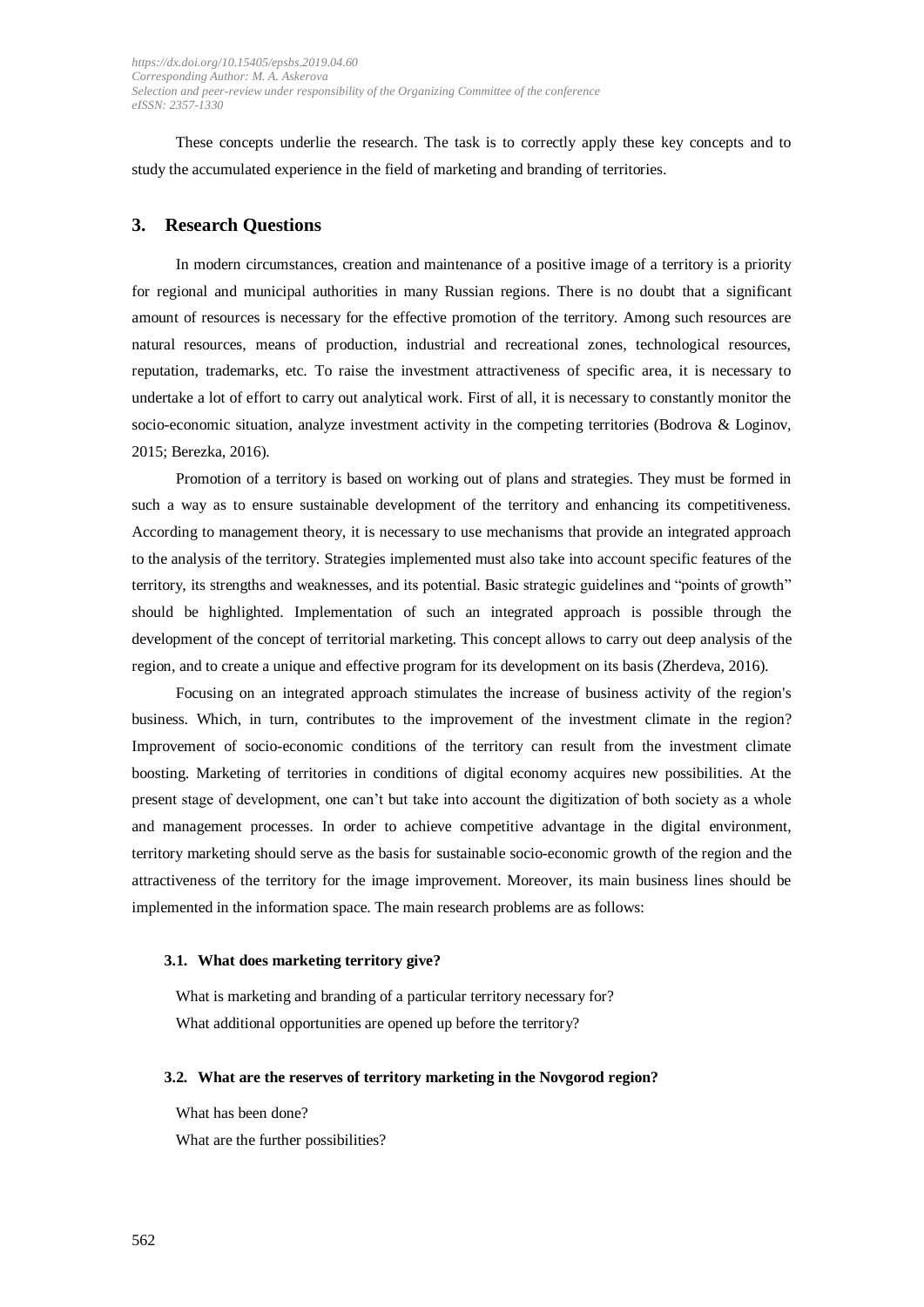These concepts underlie the research. The task is to correctly apply these key concepts and to study the accumulated experience in the field of marketing and branding of territories.

## 3. Research Questions

In modern circumstances, creation and maintenance of a positive image of a territory is a priority for regional and municipal authorities in many Russian regions. There is no doubt that a significant amount of resources is necessary for the effective promotion of the territory. Among such resources are natural resources, means of production, industrial and recreational zones, technological resources, reputation, trademarks, etc. To raise the investment attractiveness of specific area, it is necessary to undertake a lot of effort to carry out analytical work. First of all, it is necessary to constantly monitor the socio-economic situation, analyze investment activity in the competing territories (Bodrova & Loginov, 2015; Berezka, 2016).

Promotion of a territory is based on working out of plans and strategies. They must be formed in such a way as to ensure sustainable development of the territory and enhancing its competitiveness. According to management theory, it is necessary to use mechanisms that provide an integrated approach to the analysis of the territory. Strategies implemented must also take into account specific features of the territory, its strengths and weaknesses, and its potential. Basic strategic guidelines and "points of growth" should be highlighted. Implementation of such an integrated approach is possible through the development of the concept of territorial marketing. This concept allows to carry out deep analysis of the region, and to create a unique and effective program for its development on its basis (Zherdeva, 2016).

Focusing on an integrated approach stimulates the increase of business activity of the region's business. Which, in turn, contributes to the improvement of the investment climate in the region? Improvement of socio-economic conditions of the territory can result from the investment climate boosting. Marketing of territories in conditions of digital economy acquires new possibilities. At the present stage of development, one can't but take into account the digitization of both society as a whole and management processes. In order to achieve competitive advantage in the digital environment, territory marketing should serve as the basis for sustainable socio-economic growth of the region and the attractiveness of the territory for the image improvement. Moreover, its main business lines should be implemented in the information space. The main research problems are as follows:

### 3.1. What does marketing territory give?

What is marketing and branding of a particular territory necessary for?

What additional opportunities are opened up before the territory?

### 3.2. What are the reserves of territory marketing in the Novgorod region?

What has been done?

What are the further possibilities?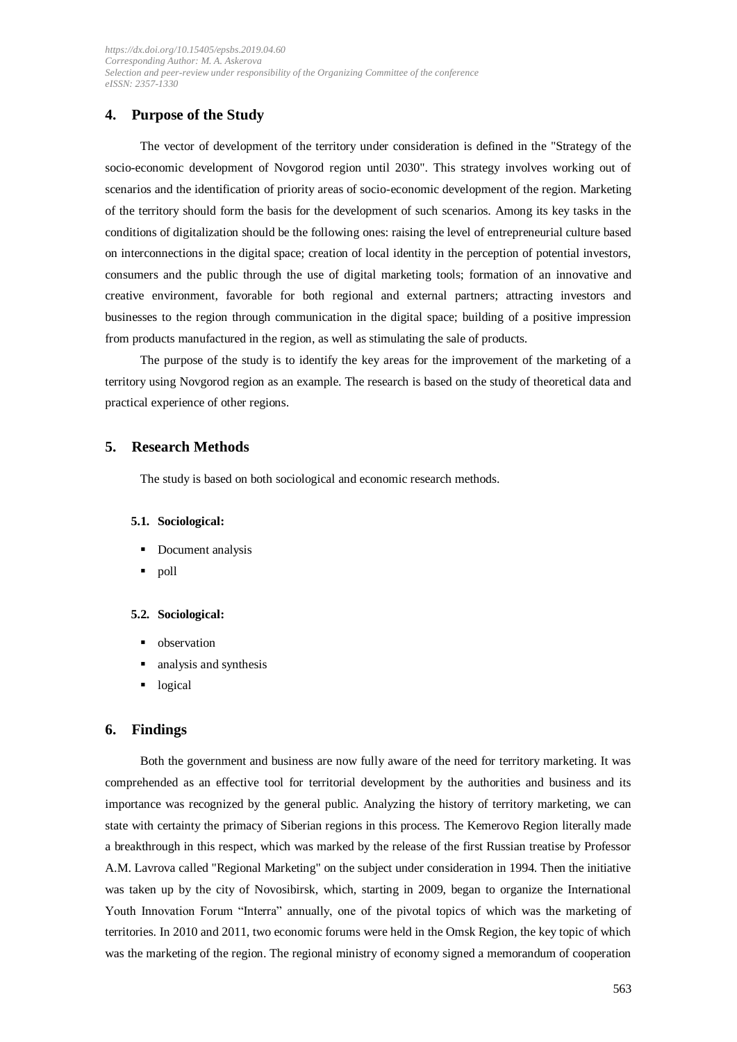## 4. Purpose of the Study

The vector of development of the territory under consideration is defined in the "Strategy of the socio-economic development of Novgorod region until 2030". This strategy involves working out of scenarios and the identification of priority areas of socio-economic development of the region. Marketing of the territory should form the basis for the development of such scenarios. Among its key tasks in the conditions of digitalization should be the following ones: raising the level of entrepreneurial culture based on interconnections in the digital space; creation of local identity in the perception of potential investors, consumers and the public through the use of digital marketing tools; formation of an innovative and creative environment, favorable for both regional and external partners; attracting investors and businesses to the region through communication in the digital space; building of a positive impression from products manufactured in the region, as well as stimulating the sale of products.

The purpose of the study is to identify the key areas for the improvement of the marketing of a territory using Novgorod region as an example. The research is based on the study of theoretical data and practical experience of other regions.

## 5. Research Methods

The study is based on both sociological and economic research methods.

### 5.1. Sociological:

- Document analysis
- poll

### 5.2. Sociological:

- observation
- analysis and synthesis
- logical

## 6. Findings

Both the government and business are now fully aware of the need for territory marketing. It was comprehended as an effective tool for territorial development by the authorities and business and its importance was recognized by the general public. Analyzing the history of territory marketing, we can state with certainty the primacy of Siberian regions in this process. The Kemerovo Region literally made a breakthrough in this respect, which was marked by the release of the first Russian treatise by Professor A.M. Lavrova called "Regional Marketing" on the subject under consideration in 1994. Then the initiative was taken up by the city of Novosibirsk, which, starting in 2009, began to organize the International Youth Innovation Forum “Interra” annually, one of the pivotal topics of which was the marketing of territories. In 2010 and 2011, two economic forums were held in the Omsk Region, the key topic of which was the marketing of the region. The regional ministry of economy signed a memorandum of cooperation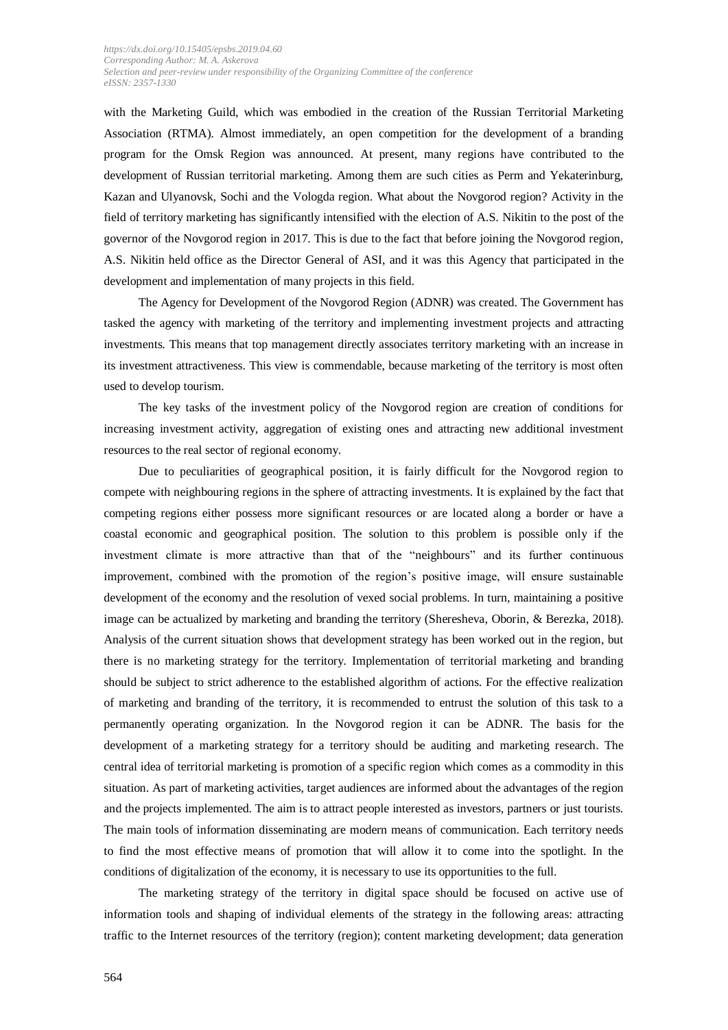with the Marketing Guild, which was embodied in the creation of the Russian Territorial Marketing Association (RTMA). Almost immediately, an open competition for the development of a branding program for the Omsk Region was announced. At present, many regions have contributed to the development of Russian territorial marketing. Among them are such cities as Perm and Yekaterinburg, Kazan and Ulyanovsk, Sochi and the Vologda region. What about the Novgorod region? Activity in the field of territory marketing has significantly intensified with the election of A.S. Nikitin to the post of the governor of the Novgorod region in 2017. This is due to the fact that before joining the Novgorod region, A.S. Nikitin held office as the Director General of ASI, and it was this Agency that participated in the development and implementation of many projects in this field.

The Agency for Development of the Novgorod Region (ADNR) was created. The Government has tasked the agency with marketing of the territory and implementing investment projects and attracting investments. This means that top management directly associates territory marketing with an increase in its investment attractiveness. This view is commendable, because marketing of the territory is most often used to develop tourism.

The key tasks of the investment policy of the Novgorod region are creation of conditions for increasing investment activity, aggregation of existing ones and attracting new additional investment resources to the real sector of regional economy.

Due to peculiarities of geographical position, it is fairly difficult for the Novgorod region to compete with neighbouring regions in the sphere of attracting investments. It is explained by the fact that competing regions either possess more significant resources or are located along a border or have a coastal economic and geographical position. The solution to this problem is possible only if the investment climate is more attractive than that of the "neighbours" and its further continuous improvement, combined with the promotion of the region's positive image, will ensure sustainable development of the economy and the resolution of vexed social problems. In turn, maintaining a positive image can be actualized by marketing and branding the territory (Sheresheva, Oborin, & Berezka, 2018). Analysis of the current situation shows that development strategy has been worked out in the region, but there is no marketing strategy for the territory. Implementation of territorial marketing and branding should be subject to strict adherence to the established algorithm of actions. For the effective realization of marketing and branding of the territory, it is recommended to entrust the solution of this task to a permanently operating organization. In the Novgorod region it can be ADNR. The basis for the development of a marketing strategy for a territory should be auditing and marketing research. The central idea of territorial marketing is promotion of a specific region which comes as a commodity in this situation. As part of marketing activities, target audiences are informed about the advantages of the region and the projects implemented. The aim is to attract people interested as investors, partners or just tourists. The main tools of information disseminating are modern means of communication. Each territory needs to find the most effective means of promotion that will allow it to come into the spotlight. In the conditions of digitalization of the economy, it is necessary to use its opportunities to the full.

The marketing strategy of the territory in digital space should be focused on active use of information tools and shaping of individual elements of the strategy in the following areas: attracting traffic to the Internet resources of the territory (region); content marketing development; data generation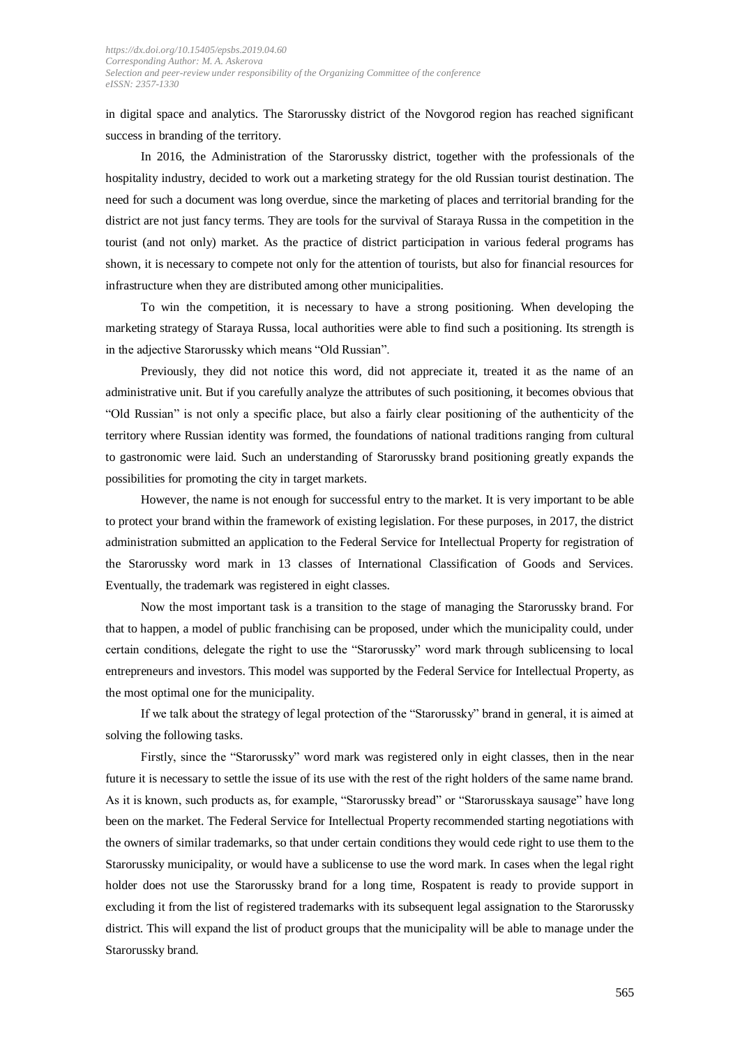in digital space and analytics. The Starorussky district of the Novgorod region has reached significant success in branding of the territory.

In 2016, the Administration of the Starorussky district, together with the professionals of the hospitality industry, decided to work out a marketing strategy for the old Russian tourist destination. The need for such a document was long overdue, since the marketing of places and territorial branding for the district are not just fancy terms. They are tools for the survival of Staraya Russa in the competition in the tourist (and not only) market. As the practice of district participation in various federal programs has shown, it is necessary to compete not only for the attention of tourists, but also for financial resources for infrastructure when they are distributed among other municipalities.

To win the competition, it is necessary to have a strong positioning. When developing the marketing strategy of Staraya Russa, local authorities were able to find such a positioning. Its strength is in the adjective Starorussky which means "Old Russian".

Previously, they did not notice this word, did not appreciate it, treated it as the name of an administrative unit. But if you carefully analyze the attributes of such positioning, it becomes obvious that "Old Russian" is not only a specific place, but also a fairly clear positioning of the authenticity of the territory where Russian identity was formed, the foundations of national traditions ranging from cultural to gastronomic were laid. Such an understanding of Starorussky brand positioning greatly expands the possibilities for promoting the city in target markets.

However, the name is not enough for successful entry to the market. It is very important to be able to protect your brand within the framework of existing legislation. For these purposes, in 2017, the district administration submitted an application to the Federal Service for Intellectual Property for registration of the Starorussky word mark in 13 classes of International Classification of Goods and Services. Eventually, the trademark was registered in eight classes.

Now the most important task is a transition to the stage of managing the Starorussky brand. For that to happen, a model of public franchising can be proposed, under which the municipality could, under certain conditions, delegate the right to use the "Starorussky" word mark through sublicensing to local entrepreneurs and investors. This model was supported by the Federal Service for Intellectual Property, as the most optimal one for the municipality.

If we talk about the strategy of legal protection of the "Starorussky" brand in general, it is aimed at solving the following tasks.

Firstly, since the "Starorussky" word mark was registered only in eight classes, then in the near future it is necessary to settle the issue of its use with the rest of the right holders of the same name brand. As it is known, such products as, for example, "Starorussky bread" or "Starorusskaya sausage" have long been on the market. The Federal Service for Intellectual Property recommended starting negotiations with the owners of similar trademarks, so that under certain conditions they would cede right to use them to the Starorussky municipality, or would have a sublicense to use the word mark. In cases when the legal right holder does not use the Starorussky brand for a long time, Rospatent is ready to provide support in excluding it from the list of registered trademarks with its subsequent legal assignation to the Starorussky district. This will expand the list of product groups that the municipality will be able to manage under the Starorussky brand.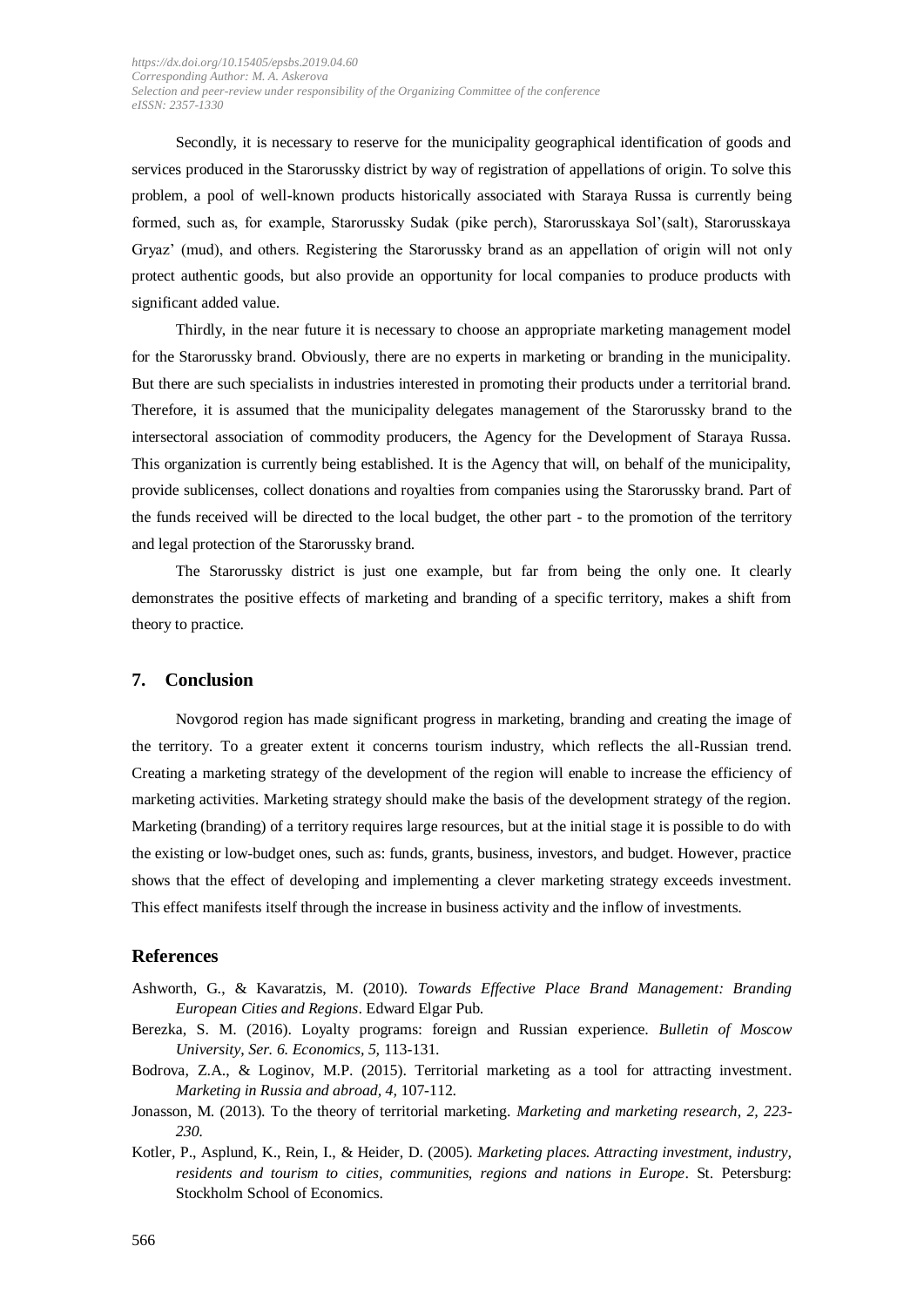Secondly, it is necessary to reserve for the municipality geographical identification of goods and services produced in the Starorussky district by way of registration of appellations of origin. To solve this problem, a pool of well-known products historically associated with Staraya Russa is currently being formed, such as, for example, Starorussky Sudak (pike perch), Starorusskaya Sol'(salt), Starorusskaya Gryaz' (mud), and others. Registering the Starorussky brand as an appellation of origin will not only protect authentic goods, but also provide an opportunity for local companies to produce products with significant added value.

Thirdly, in the near future it is necessary to choose an appropriate marketing management model for the Starorussky brand. Obviously, there are no experts in marketing or branding in the municipality. But there are such specialists in industries interested in promoting their products under a territorial brand. Therefore, it is assumed that the municipality delegates management of the Starorussky brand to the intersectoral association of commodity producers, the Agency for the Development of Staraya Russa. This organization is currently being established. It is the Agency that will, on behalf of the municipality, provide sublicenses, collect donations and royalties from companies using the Starorussky brand. Part of the funds received will be directed to the local budget, the other part - to the promotion of the territory and legal protection of the Starorussky brand.

The Starorussky district is just one example, but far from being the only one. It clearly demonstrates the positive effects of marketing and branding of a specific territory, makes a shift from theory to practice.

## 7. Conclusion

Novgorod region has made significant progress in marketing, branding and creating the image of the territory. To a greater extent it concerns tourism industry, which reflects the all-Russian trend. Creating a marketing strategy of the development of the region will enable to increase the efficiency of marketing activities. Marketing strategy should make the basis of the development strategy of the region. Marketing (branding) of a territory requires large resources, but at the initial stage it is possible to do with the existing or low-budget ones, such as: funds, grants, business, investors, and budget. However, practice shows that the effect of developing and implementing a clever marketing strategy exceeds investment. This effect manifests itself through the increase in business activity and the inflow of investments.

## References

Ashworth, G., & Kavaratzis, M. (2010). *Towards Effective Place Brand Management: Branding European Cities and Regions*. Edward Elgar Pub.

Berezka, S. M. (2016). Loyalty programs: foreign and Russian experience. *Bulletin of Moscow University, Ser. 6. Economics, 5,* 113-131.

Bodrova, Z.A., & Loginov, M.P. (2015). Territorial marketing as a tool for attracting investment. *Marketing in Russia and abroad, 4,* 107-112.

Jonasson, M. (2013). To the theory of territorial marketing. *Marketing and marketing research, 2, 223-230.*

Kotler, P., Asplund, K., Rein, I., & Heider, D. (2005). *Marketing places. Attracting investment, industry, residents and tourism to cities, communities, regions and nations in Europe*. St. Petersburg: Stockholm School of Economics.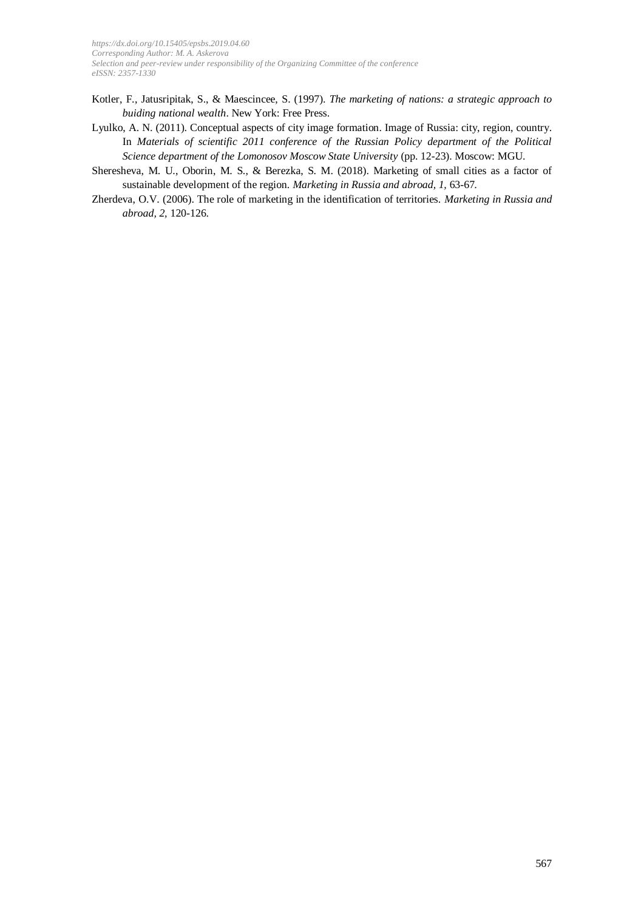Kotler, F., Jatusripitak, S., & Maescincee, S. (1997). *The marketing of nations: a strategic approach to buiding national wealth*. New York: Free Press.

Lyulko, A. N. (2011). Conceptual aspects of city image formation. Image of Russia: city, region, country. In *Materials of scientific 2011 conference of the Russian Policy department of the Political Science department of the Lomonosov Moscow State University* (pp. 12-23). Moscow: MGU.

Sheresheva, M. U., Oborin, M. S., & Berezka, S. M. (2018). Marketing of small cities as a factor of sustainable development of the region. *Marketing in Russia and abroad, 1*, 63-67.

Zherdeva, O.V. (2006). The role of marketing in the identification of territories. *Marketing in Russia and abroad, 2*, 120-126.